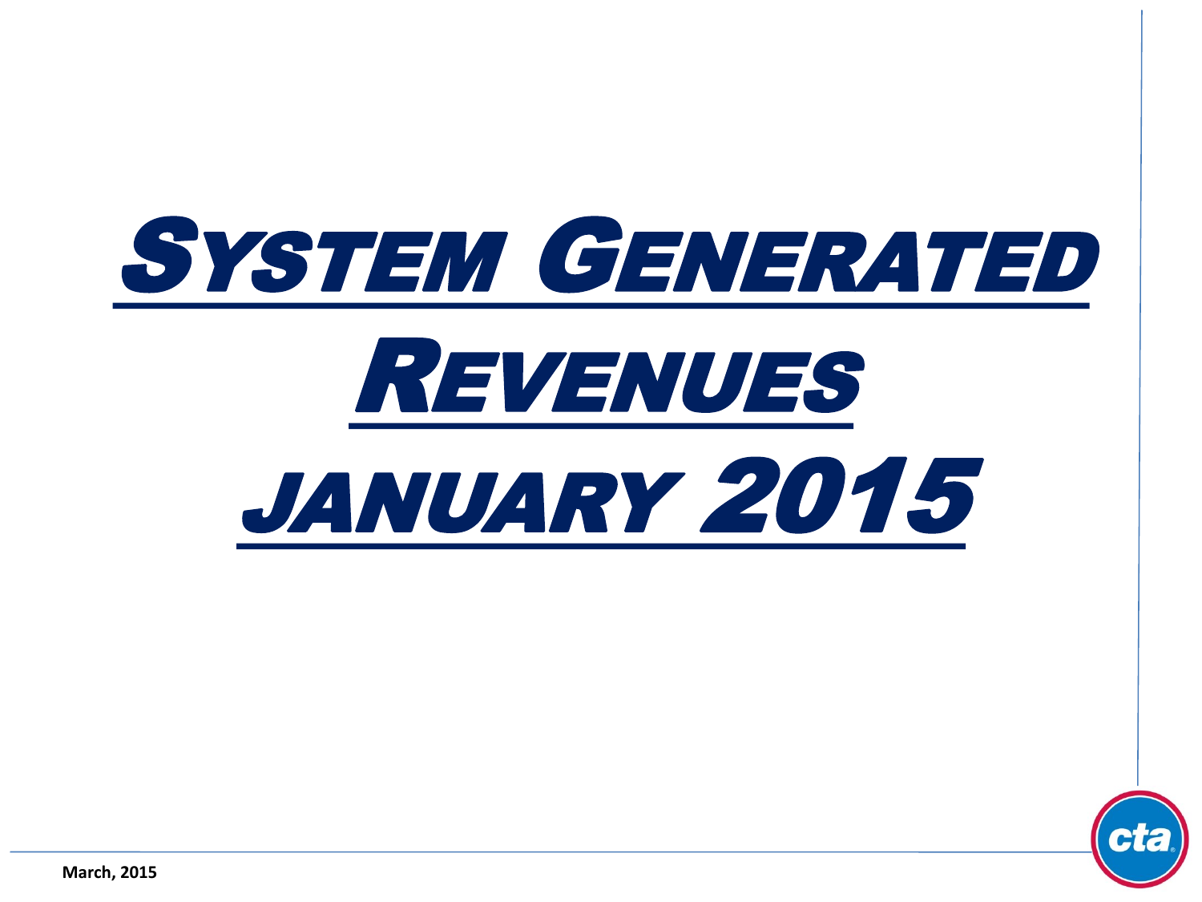# SYSTEM GENERATED REVENUES

# JANUARY 2015

March, 2015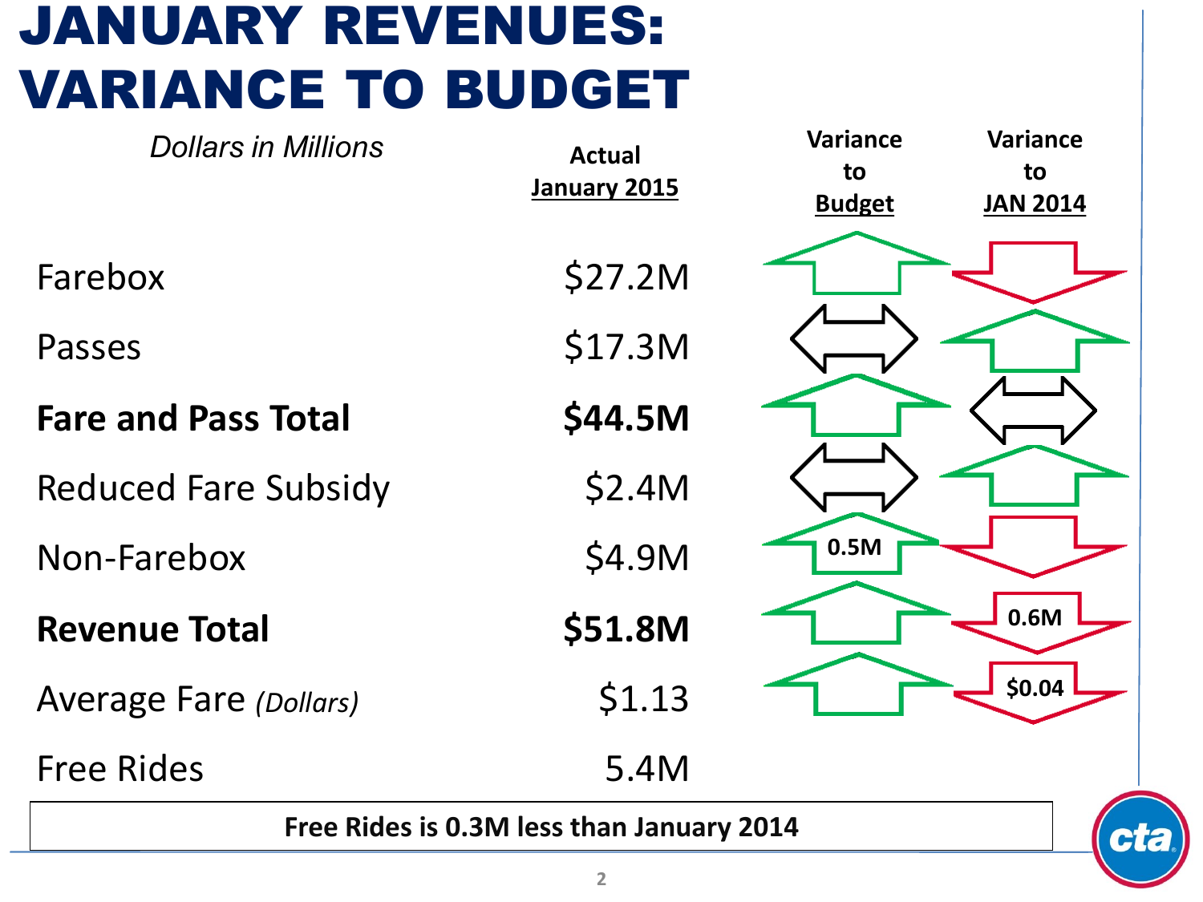# JANUARY REVENUES: VARIANCE TO BUDGET

*Dollars in Millions*

| | Actual January 2015 | Variance to Budget | Variance to JAN 2014 |
|---|---|---|---|
| Farebox | $27.2M | ↑ | ↓ |
| Passes | $17.3M | ↔ | ↑ |
| **Fare and Pass Total** | **$44.5M** | ↑ | ↔ |
| Reduced Fare Subsidy | $2.4M | ↔ | ↑ |
| Non-Farebox | $4.9M | ↑ 0.5M | ↓ |
| **Revenue Total** | **$51.8M** | ↑ | ↓ 0.6M |
| Average Fare *(Dollars)* | $1.13 | ↑ | ↓ $0.04 |
| Free Rides | 5.4M | | |

**Free Rides is 0.3M less than January 2014**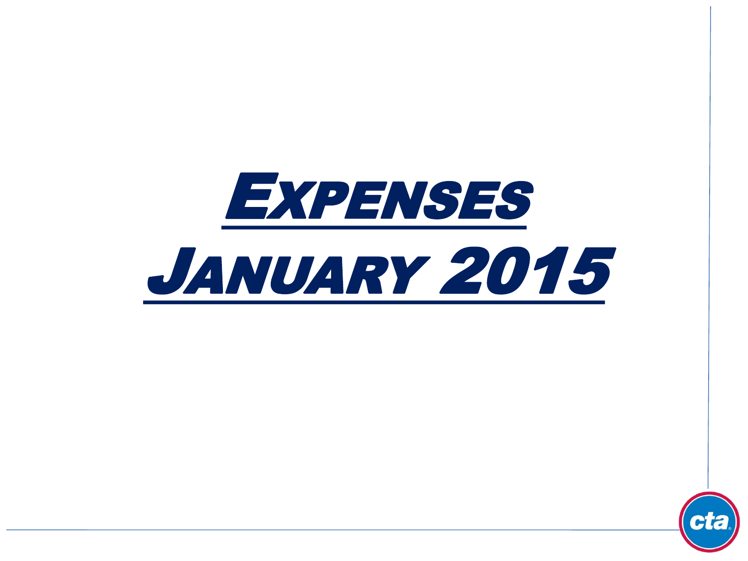# Expenses

# January 2015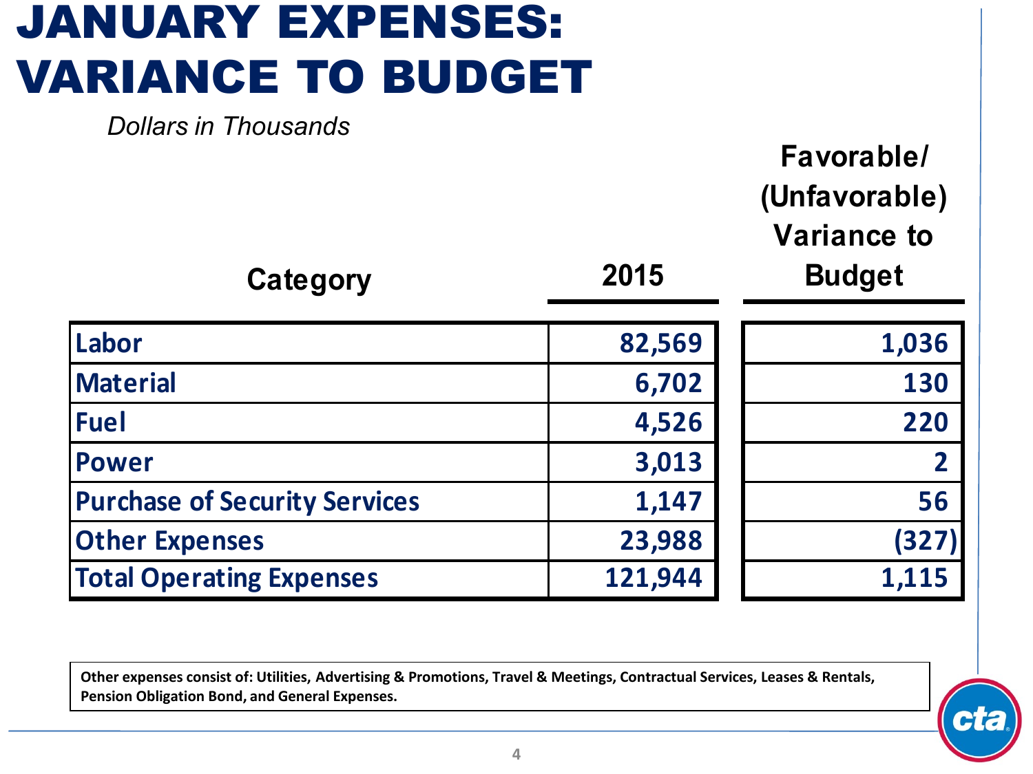# JANUARY EXPENSES: VARIANCE TO BUDGET

*Dollars in Thousands*

| Category | 2015 | Favorable/ (Unfavorable) Variance to Budget |
|---|---|---|
| Labor | 82,569 | 1,036 |
| Material | 6,702 | 130 |
| Fuel | 4,526 | 220 |
| Power | 3,013 | 2 |
| Purchase of Security Services | 1,147 | 56 |
| Other Expenses | 23,988 | (327) |
| Total Operating Expenses | 121,944 | 1,115 |

**Other expenses consist of: Utilities, Advertising & Promotions, Travel & Meetings, Contractual Services, Leases & Rentals, Pension Obligation Bond, and General Expenses.**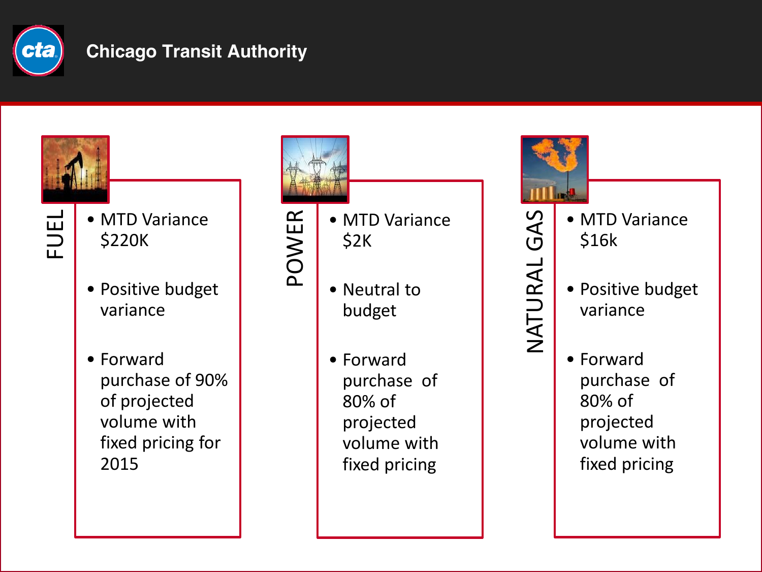# Chicago Transit Authority

## FUEL

- MTD Variance $220K
- Positive budget variance
- Forward purchase of 90% of projected volume with fixed pricing for 2015

## POWER

- MTD Variance $2K
- Neutral to budget
- Forward purchase of 80% of projected volume with fixed pricing

## NATURAL GAS

- MTD Variance $16k
- Positive budget variance
- Forward purchase of 80% of projected volume with fixed pricing